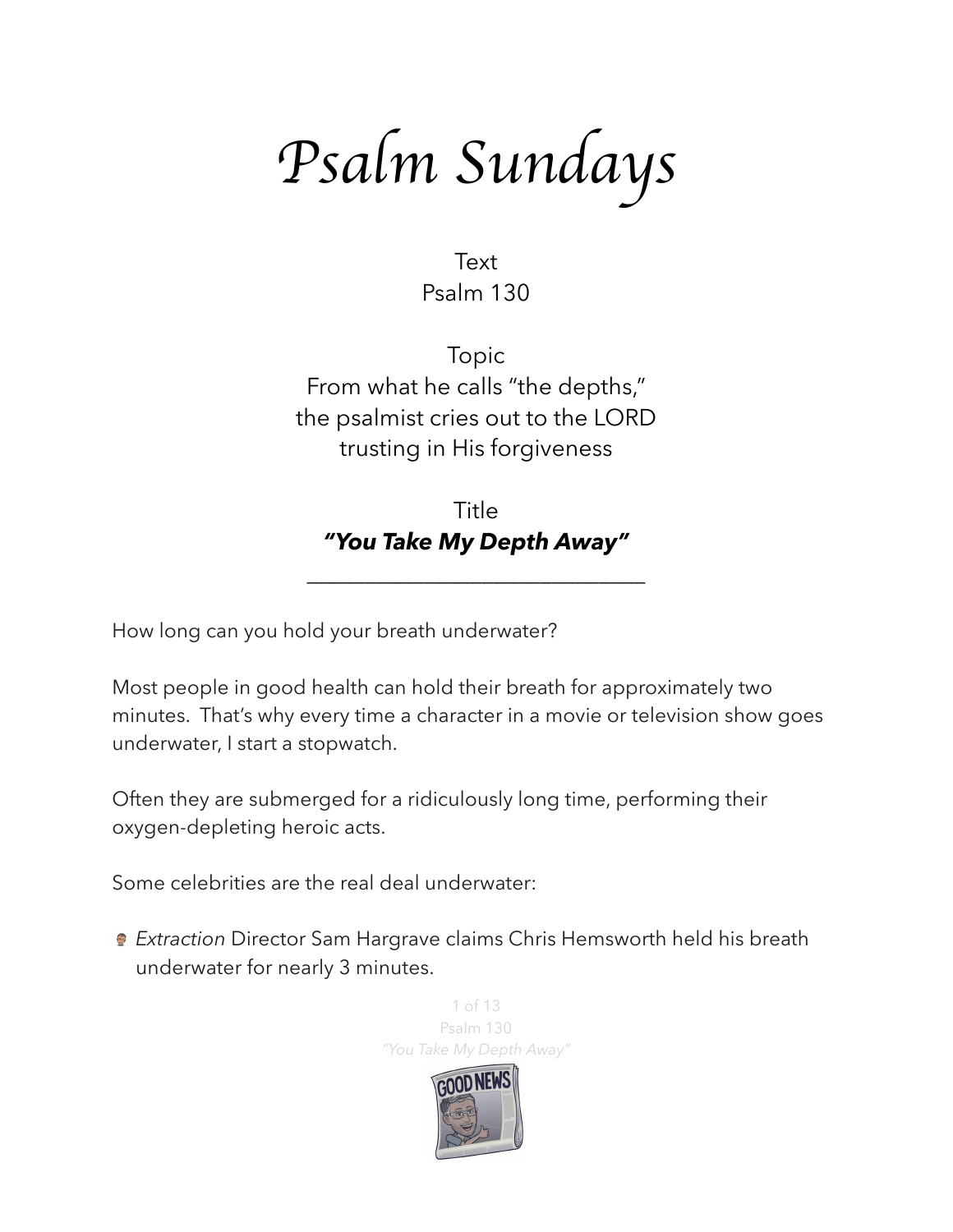# *Psalm Sundays*

Text
Psalm 130

Topic
From what he calls "the depths,"
the psalmist cries out to the LORD
trusting in His forgiveness

Title
***"You Take My Depth Away"***

---

How long can you hold your breath underwater?

Most people in good health can hold their breath for approximately two minutes. That's why every time a character in a movie or television show goes underwater, I start a stopwatch.

Often they are submerged for a ridiculously long time, performing their oxygen-depleting heroic acts.

Some celebrities are the real deal underwater:

- *Extraction* Director Sam Hargrave claims Chris Hemsworth held his breath underwater for nearly 3 minutes.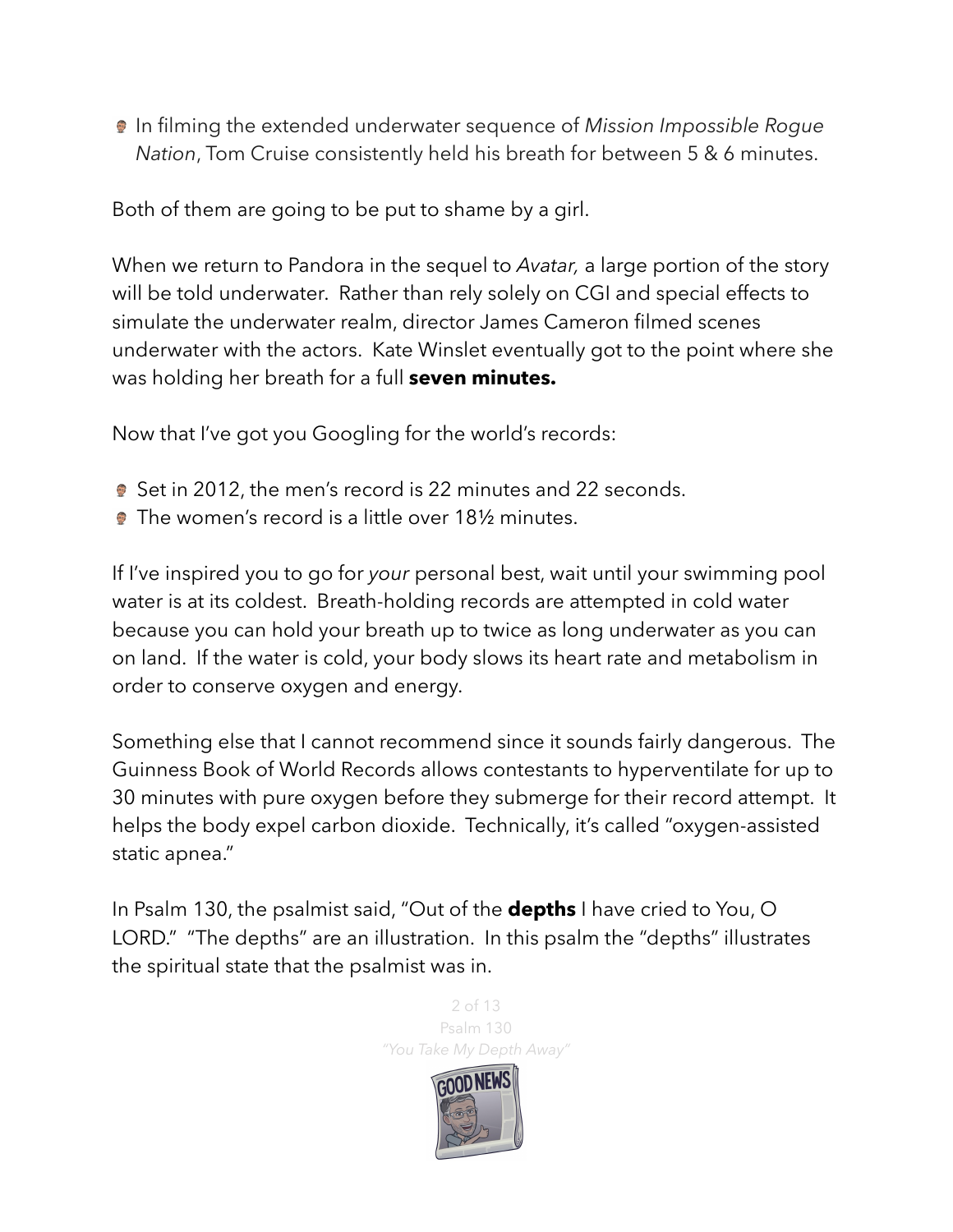- In filming the extended underwater sequence of *Mission Impossible Rogue Nation*, Tom Cruise consistently held his breath for between 5 & 6 minutes.

Both of them are going to be put to shame by a girl.

When we return to Pandora in the sequel to *Avatar,* a large portion of the story will be told underwater. Rather than rely solely on CGI and special effects to simulate the underwater realm, director James Cameron filmed scenes underwater with the actors. Kate Winslet eventually got to the point where she was holding her breath for a full **seven minutes.**

Now that I've got you Googling for the world's records:

- Set in 2012, the men's record is 22 minutes and 22 seconds.
- The women's record is a little over 18½ minutes.

If I've inspired you to go for *your* personal best, wait until your swimming pool water is at its coldest. Breath-holding records are attempted in cold water because you can hold your breath up to twice as long underwater as you can on land. If the water is cold, your body slows its heart rate and metabolism in order to conserve oxygen and energy.

Something else that I cannot recommend since it sounds fairly dangerous. The Guinness Book of World Records allows contestants to hyperventilate for up to 30 minutes with pure oxygen before they submerge for their record attempt. It helps the body expel carbon dioxide. Technically, it's called "oxygen-assisted static apnea."

In Psalm 130, the psalmist said, "Out of the **depths** I have cried to You, O LORD." "The depths" are an illustration. In this psalm the "depths" illustrates the spiritual state that the psalmist was in.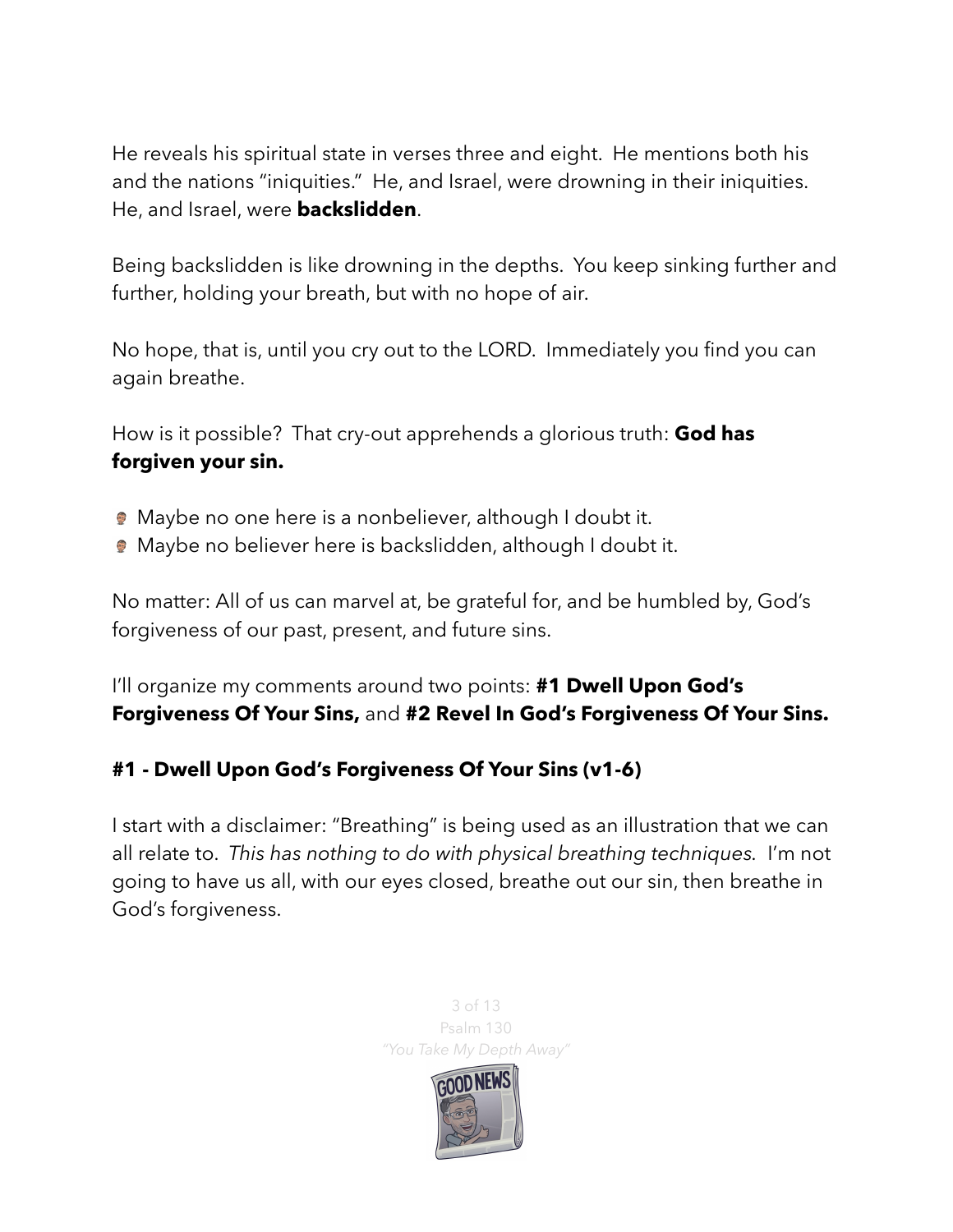He reveals his spiritual state in verses three and eight. He mentions both his and the nations "iniquities." He, and Israel, were drowning in their iniquities. He, and Israel, were **backslidden**.

Being backslidden is like drowning in the depths. You keep sinking further and further, holding your breath, but with no hope of air.

No hope, that is, until you cry out to the LORD. Immediately you find you can again breathe.

How is it possible? That cry-out apprehends a glorious truth: **God has forgiven your sin.**

- Maybe no one here is a nonbeliever, although I doubt it.
- Maybe no believer here is backslidden, although I doubt it.

No matter: All of us can marvel at, be grateful for, and be humbled by, God's forgiveness of our past, present, and future sins.

I'll organize my comments around two points: **#1 Dwell Upon God's Forgiveness Of Your Sins,** and **#2 Revel In God's Forgiveness Of Your Sins.**

### #1 - Dwell Upon God's Forgiveness Of Your Sins (v1-6)

I start with a disclaimer: "Breathing" is being used as an illustration that we can all relate to. *This has nothing to do with physical breathing techniques*. I'm not going to have us all, with our eyes closed, breathe out our sin, then breathe in God's forgiveness.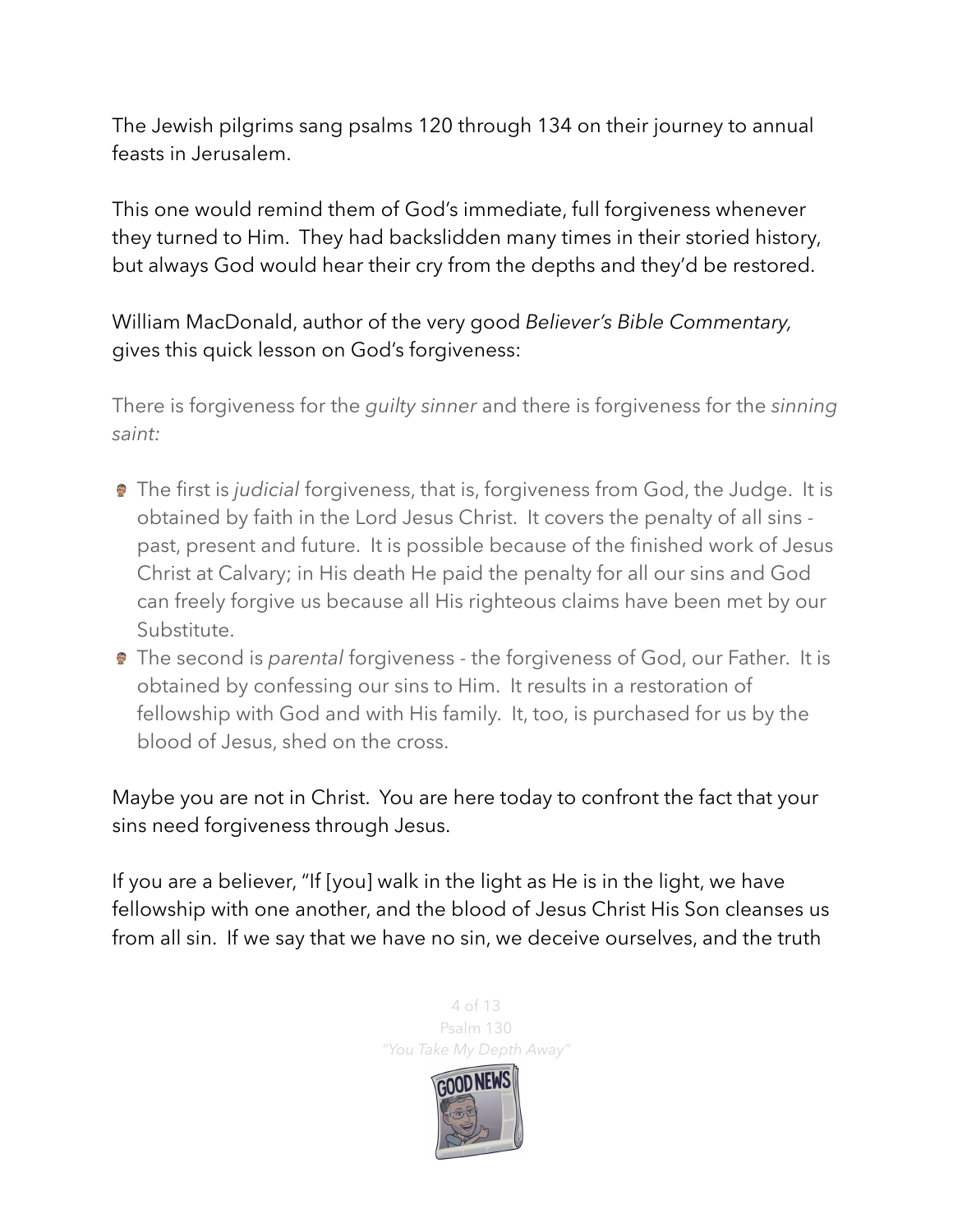The Jewish pilgrims sang psalms 120 through 134 on their journey to annual feasts in Jerusalem.

This one would remind them of God's immediate, full forgiveness whenever they turned to Him. They had backslidden many times in their storied history, but always God would hear their cry from the depths and they'd be restored.

William MacDonald, author of the very good *Believer's Bible Commentary,* gives this quick lesson on God's forgiveness:

There is forgiveness for the *guilty sinner* and there is forgiveness for the *sinning saint:*

- The first is *judicial* forgiveness, that is, forgiveness from God, the Judge. It is obtained by faith in the Lord Jesus Christ. It covers the penalty of all sins - past, present and future. It is possible because of the finished work of Jesus Christ at Calvary; in His death He paid the penalty for all our sins and God can freely forgive us because all His righteous claims have been met by our Substitute.
- The second is *parental* forgiveness - the forgiveness of God, our Father. It is obtained by confessing our sins to Him. It results in a restoration of fellowship with God and with His family. It, too, is purchased for us by the blood of Jesus, shed on the cross.

Maybe you are not in Christ. You are here today to confront the fact that your sins need forgiveness through Jesus.

If you are a believer, "If [you] walk in the light as He is in the light, we have fellowship with one another, and the blood of Jesus Christ His Son cleanses us from all sin. If we say that we have no sin, we deceive ourselves, and the truth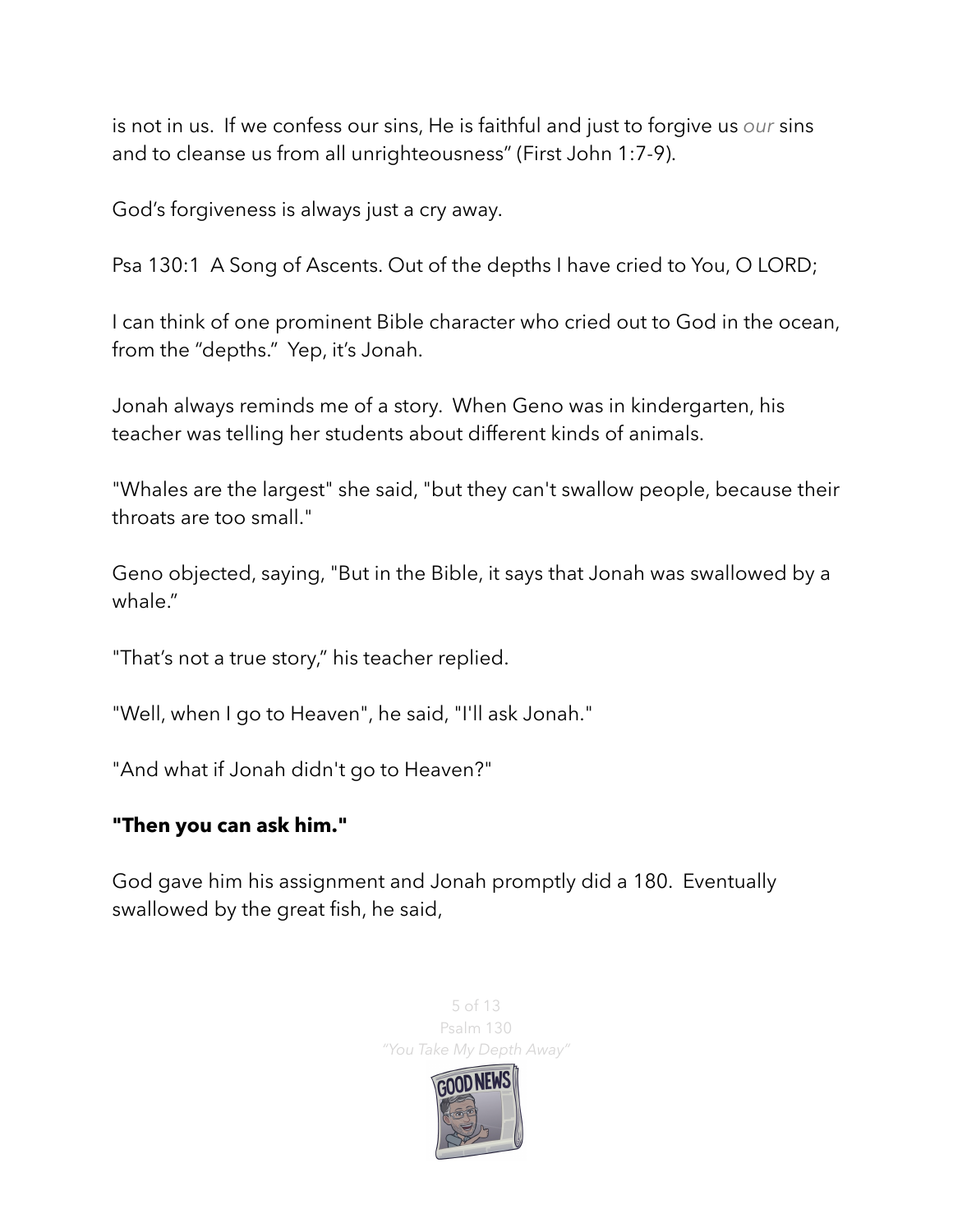is not in us. If we confess our sins, He is faithful and just to forgive us *our* sins and to cleanse us from all unrighteousness" (First John 1:7-9).

God's forgiveness is always just a cry away.

Psa 130:1 A Song of Ascents. Out of the depths I have cried to You, O LORD;

I can think of one prominent Bible character who cried out to God in the ocean, from the "depths." Yep, it's Jonah.

Jonah always reminds me of a story. When Geno was in kindergarten, his teacher was telling her students about different kinds of animals.

"Whales are the largest" she said, "but they can't swallow people, because their throats are too small."

Geno objected, saying, "But in the Bible, it says that Jonah was swallowed by a whale."

"That's not a true story," his teacher replied.

"Well, when I go to Heaven", he said, "I'll ask Jonah."

"And what if Jonah didn't go to Heaven?"

**"Then you can ask him."**

God gave him his assignment and Jonah promptly did a 180. Eventually swallowed by the great fish, he said,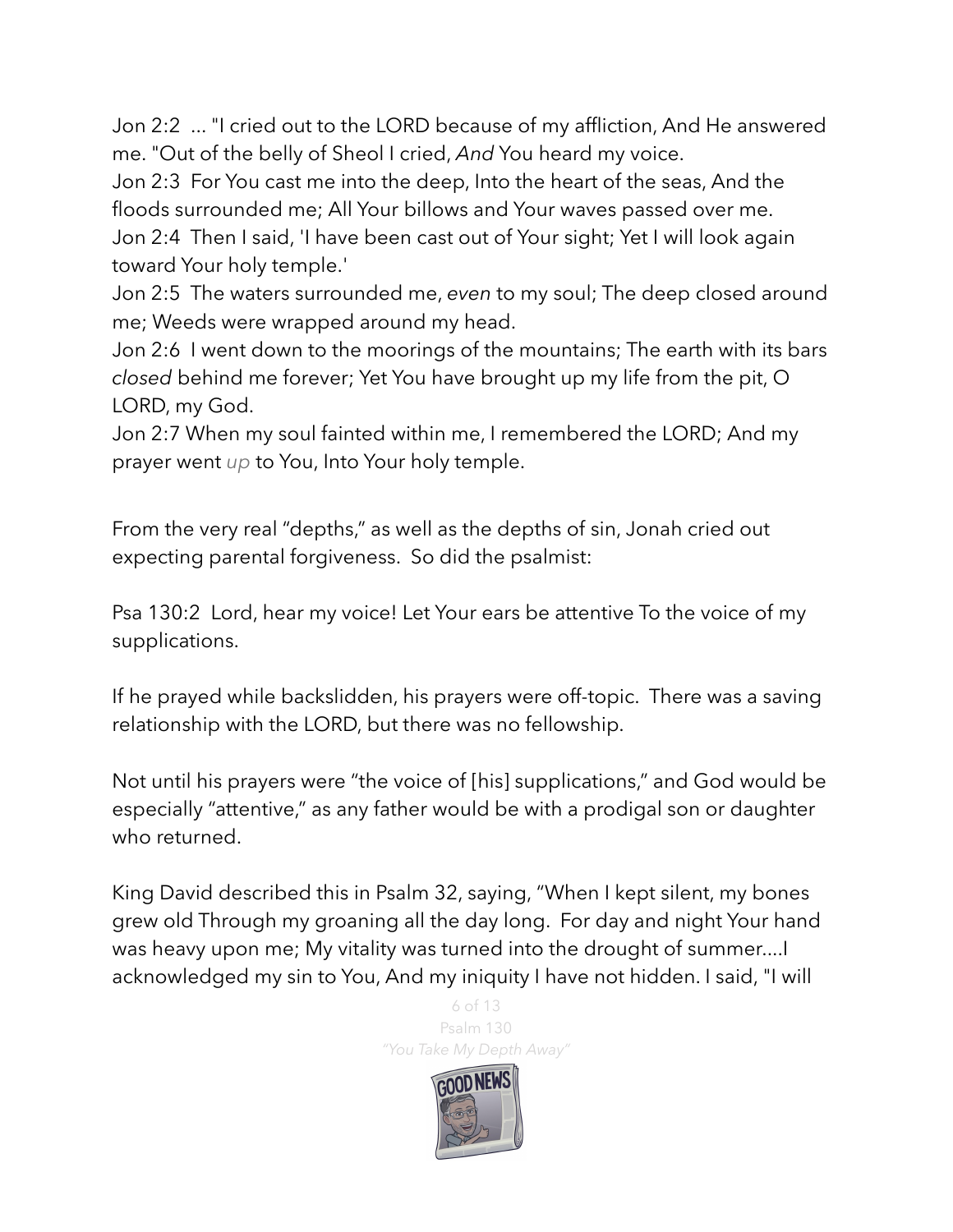Jon 2:2 ... "I cried out to the LORD because of my affliction, And He answered me. "Out of the belly of Sheol I cried, *And* You heard my voice.
Jon 2:3 For You cast me into the deep, Into the heart of the seas, And the floods surrounded me; All Your billows and Your waves passed over me.
Jon 2:4 Then I said, 'I have been cast out of Your sight; Yet I will look again toward Your holy temple.'
Jon 2:5 The waters surrounded me, *even* to my soul; The deep closed around me; Weeds were wrapped around my head.
Jon 2:6 I went down to the moorings of the mountains; The earth with its bars *closed* behind me forever; Yet You have brought up my life from the pit, O LORD, my God.
Jon 2:7 When my soul fainted within me, I remembered the LORD; And my prayer went *up* to You, Into Your holy temple.

From the very real "depths," as well as the depths of sin, Jonah cried out expecting parental forgiveness. So did the psalmist:

Psa 130:2 Lord, hear my voice! Let Your ears be attentive To the voice of my supplications.

If he prayed while backslidden, his prayers were off-topic. There was a saving relationship with the LORD, but there was no fellowship.

Not until his prayers were "the voice of [his] supplications," and God would be especially "attentive," as any father would be with a prodigal son or daughter who returned.

King David described this in Psalm 32, saying, "When I kept silent, my bones grew old Through my groaning all the day long. For day and night Your hand was heavy upon me; My vitality was turned into the drought of summer....I acknowledged my sin to You, And my iniquity I have not hidden. I said, "I will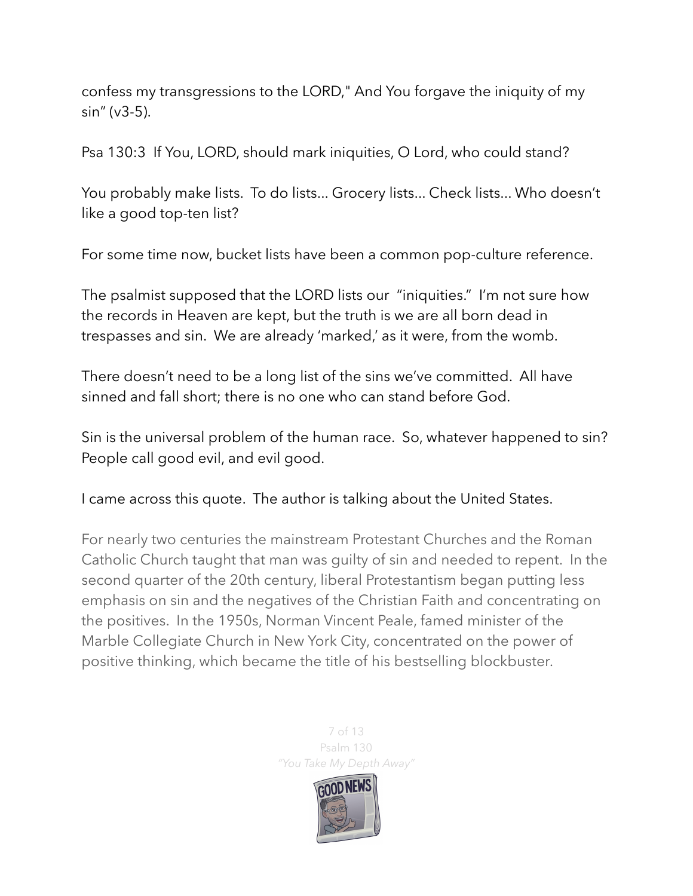confess my transgressions to the LORD," And You forgave the iniquity of my sin" (v3-5).

Psa 130:3 If You, LORD, should mark iniquities, O Lord, who could stand?

You probably make lists. To do lists... Grocery lists... Check lists... Who doesn't like a good top-ten list?

For some time now, bucket lists have been a common pop-culture reference.

The psalmist supposed that the LORD lists our "iniquities." I'm not sure how the records in Heaven are kept, but the truth is we are all born dead in trespasses and sin. We are already 'marked,' as it were, from the womb.

There doesn't need to be a long list of the sins we've committed. All have sinned and fall short; there is no one who can stand before God.

Sin is the universal problem of the human race. So, whatever happened to sin? People call good evil, and evil good.

I came across this quote. The author is talking about the United States.

> For nearly two centuries the mainstream Protestant Churches and the Roman Catholic Church taught that man was guilty of sin and needed to repent. In the second quarter of the 20th century, liberal Protestantism began putting less emphasis on sin and the negatives of the Christian Faith and concentrating on the positives. In the 1950s, Norman Vincent Peale, famed minister of the Marble Collegiate Church in New York City, concentrated on the power of positive thinking, which became the title of his bestselling blockbuster.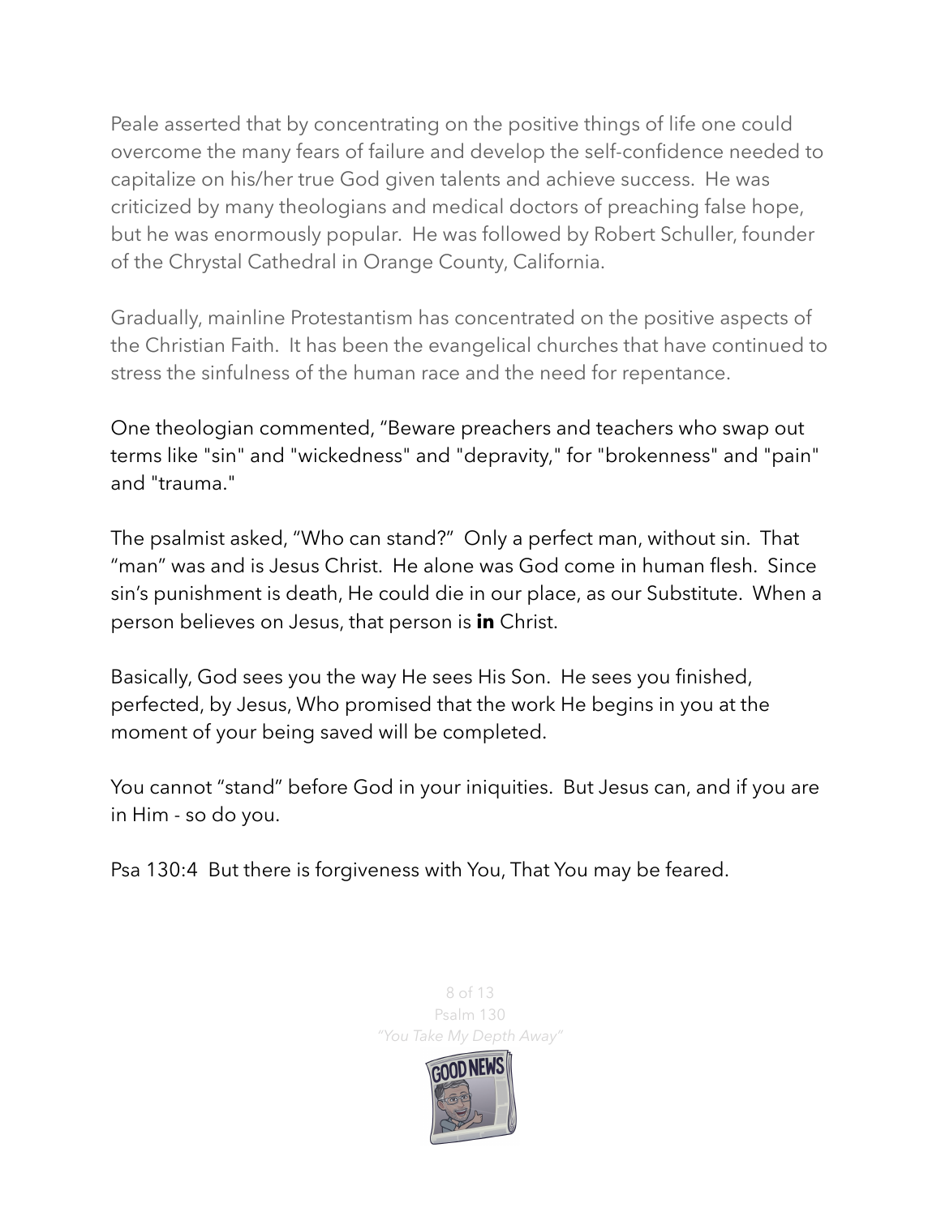Peale asserted that by concentrating on the positive things of life one could overcome the many fears of failure and develop the self-confidence needed to capitalize on his/her true God given talents and achieve success. He was criticized by many theologians and medical doctors of preaching false hope, but he was enormously popular. He was followed by Robert Schuller, founder of the Chrystal Cathedral in Orange County, California.

Gradually, mainline Protestantism has concentrated on the positive aspects of the Christian Faith. It has been the evangelical churches that have continued to stress the sinfulness of the human race and the need for repentance.

One theologian commented, "Beware preachers and teachers who swap out terms like "sin" and "wickedness" and "depravity," for "brokenness" and "pain" and "trauma."

The psalmist asked, "Who can stand?" Only a perfect man, without sin. That "man" was and is Jesus Christ. He alone was God come in human flesh. Since sin's punishment is death, He could die in our place, as our Substitute. When a person believes on Jesus, that person is **in** Christ.

Basically, God sees you the way He sees His Son. He sees you finished, perfected, by Jesus, Who promised that the work He begins in you at the moment of your being saved will be completed.

You cannot "stand" before God in your iniquities. But Jesus can, and if you are in Him - so do you.

Psa 130:4 But there is forgiveness with You, That You may be feared.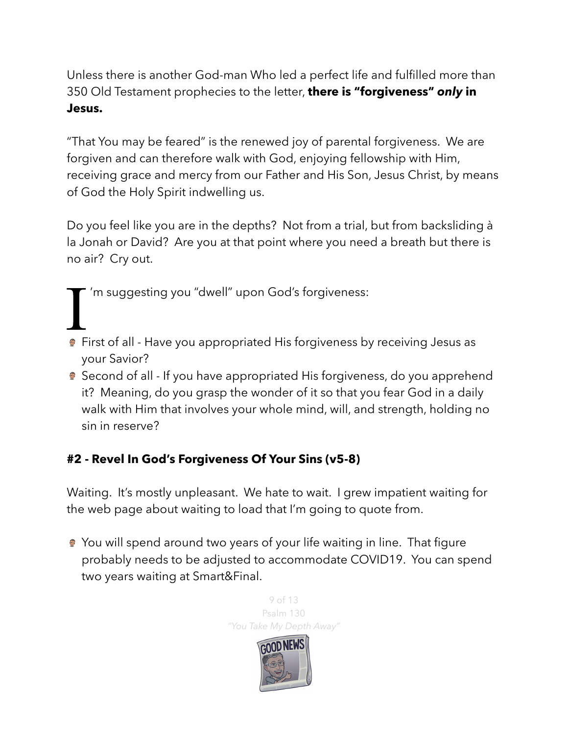Unless there is another God-man Who led a perfect life and fulfilled more than 350 Old Testament prophecies to the letter, **there is "forgiveness" *only* in Jesus.**

"That You may be feared" is the renewed joy of parental forgiveness. We are forgiven and can therefore walk with God, enjoying fellowship with Him, receiving grace and mercy from our Father and His Son, Jesus Christ, by means of God the Holy Spirit indwelling us.

Do you feel like you are in the depths? Not from a trial, but from backsliding à la Jonah or David? Are you at that point where you need a breath but there is no air? Cry out.

I'm suggesting you "dwell" upon God's forgiveness:

- First of all - Have you appropriated His forgiveness by receiving Jesus as your Savior?
- Second of all - If you have appropriated His forgiveness, do you apprehend it? Meaning, do you grasp the wonder of it so that you fear God in a daily walk with Him that involves your whole mind, will, and strength, holding no sin in reserve?

### #2 - Revel In God's Forgiveness Of Your Sins (v5-8)

Waiting. It's mostly unpleasant. We hate to wait. I grew impatient waiting for the web page about waiting to load that I'm going to quote from.

- You will spend around two years of your life waiting in line. That figure probably needs to be adjusted to accommodate COVID19. You can spend two years waiting at Smart&Final.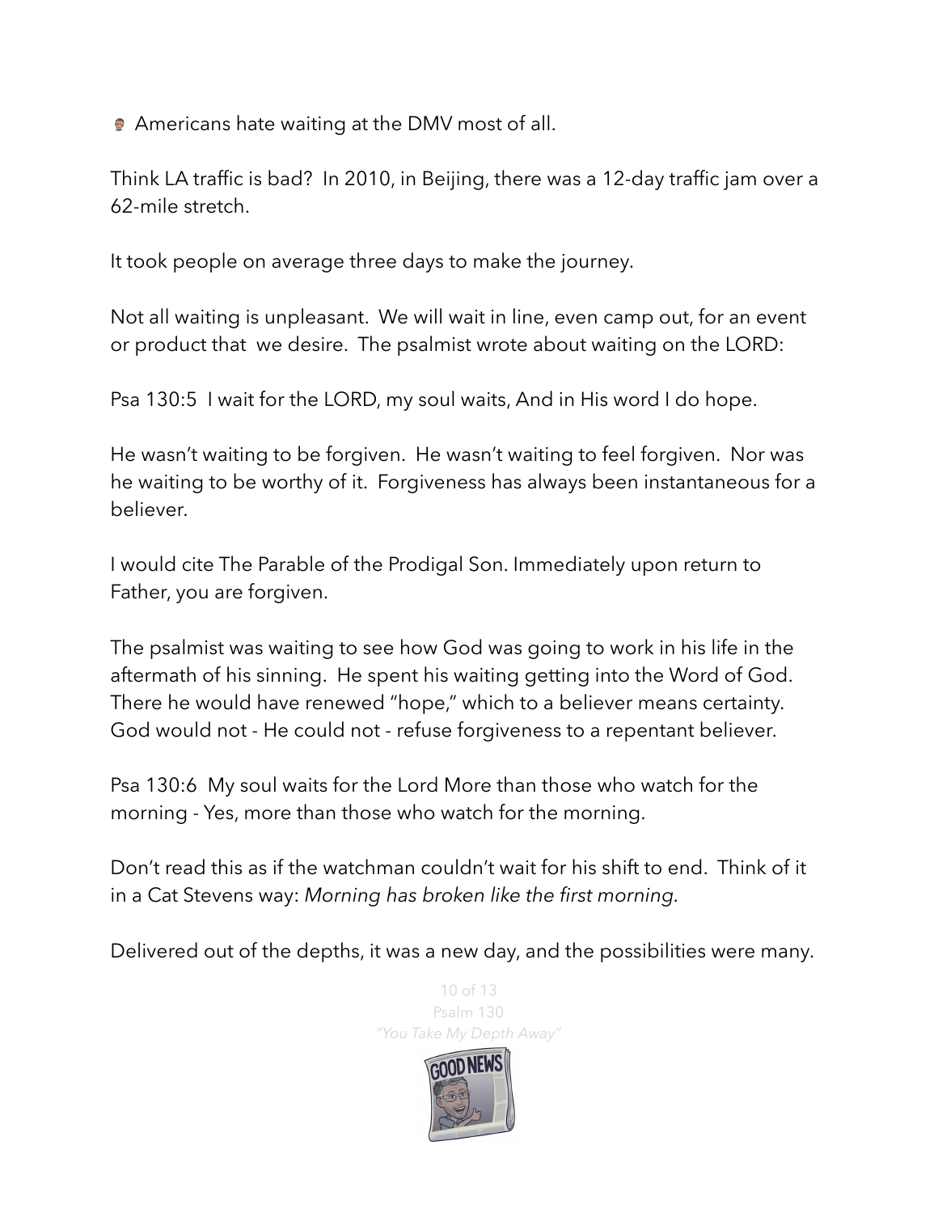Americans hate waiting at the DMV most of all.

Think LA traffic is bad? In 2010, in Beijing, there was a 12-day traffic jam over a 62-mile stretch.

It took people on average three days to make the journey.

Not all waiting is unpleasant. We will wait in line, even camp out, for an event or product that we desire. The psalmist wrote about waiting on the LORD:

Psa 130:5 I wait for the LORD, my soul waits, And in His word I do hope.

He wasn't waiting to be forgiven. He wasn't waiting to feel forgiven. Nor was he waiting to be worthy of it. Forgiveness has always been instantaneous for a believer.

I would cite The Parable of the Prodigal Son. Immediately upon return to Father, you are forgiven.

The psalmist was waiting to see how God was going to work in his life in the aftermath of his sinning. He spent his waiting getting into the Word of God. There he would have renewed "hope," which to a believer means certainty. God would not - He could not - refuse forgiveness to a repentant believer.

Psa 130:6 My soul waits for the Lord More than those who watch for the morning - Yes, more than those who watch for the morning.

Don't read this as if the watchman couldn't wait for his shift to end. Think of it in a Cat Stevens way: *Morning has broken like the first morning*.

Delivered out of the depths, it was a new day, and the possibilities were many.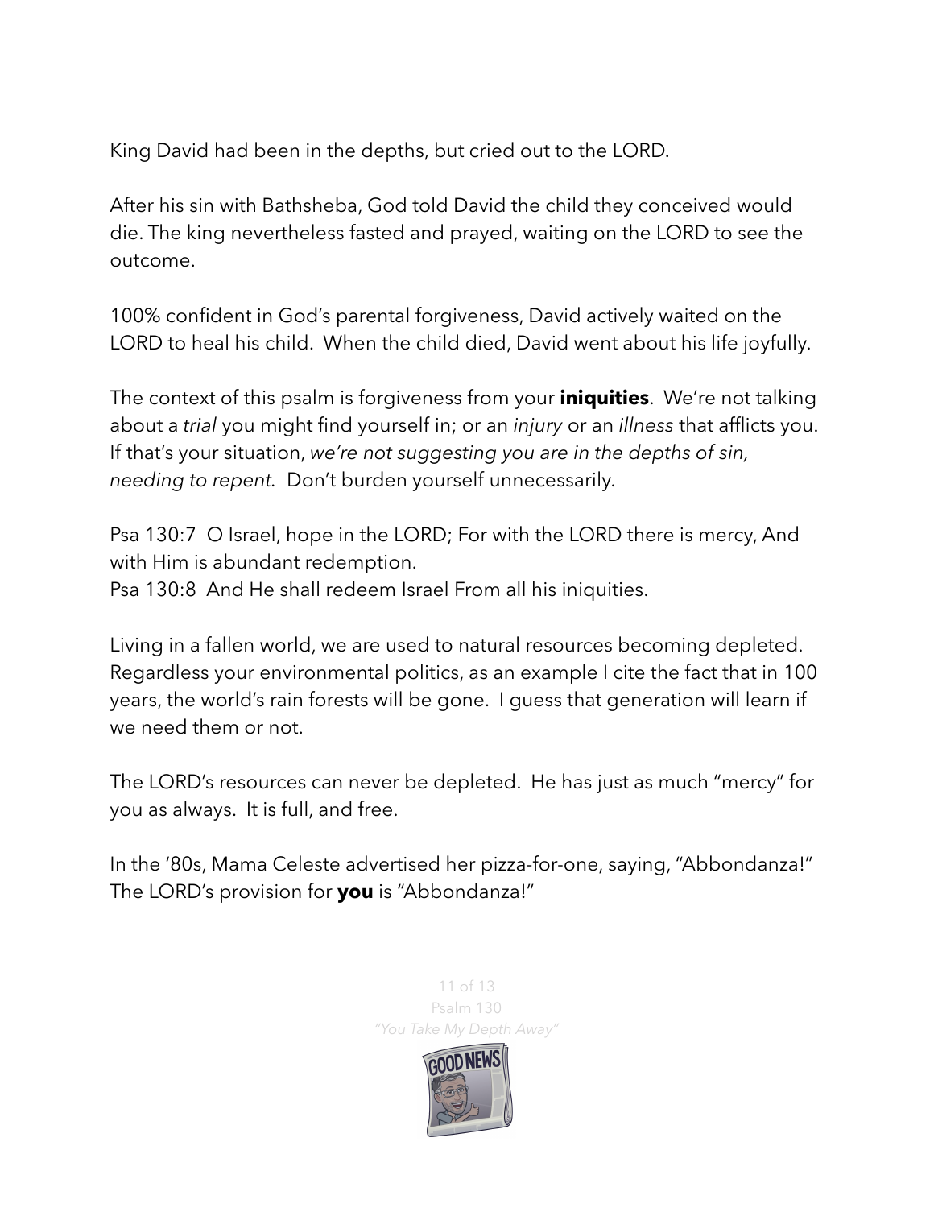King David had been in the depths, but cried out to the LORD.

After his sin with Bathsheba, God told David the child they conceived would die. The king nevertheless fasted and prayed, waiting on the LORD to see the outcome.

100% confident in God's parental forgiveness, David actively waited on the LORD to heal his child. When the child died, David went about his life joyfully.

The context of this psalm is forgiveness from your **iniquities**. We're not talking about a *trial* you might find yourself in; or an *injury* or an *illness* that afflicts you. If that's your situation, *we're not suggesting you are in the depths of sin, needing to repent*. Don't burden yourself unnecessarily.

Psa 130:7 O Israel, hope in the LORD; For with the LORD there is mercy, And with Him is abundant redemption.
Psa 130:8 And He shall redeem Israel From all his iniquities.

Living in a fallen world, we are used to natural resources becoming depleted. Regardless your environmental politics, as an example I cite the fact that in 100 years, the world's rain forests will be gone. I guess that generation will learn if we need them or not.

The LORD's resources can never be depleted. He has just as much "mercy" for you as always. It is full, and free.

In the '80s, Mama Celeste advertised her pizza-for-one, saying, "Abbondanza!" The LORD's provision for **you** is "Abbondanza!"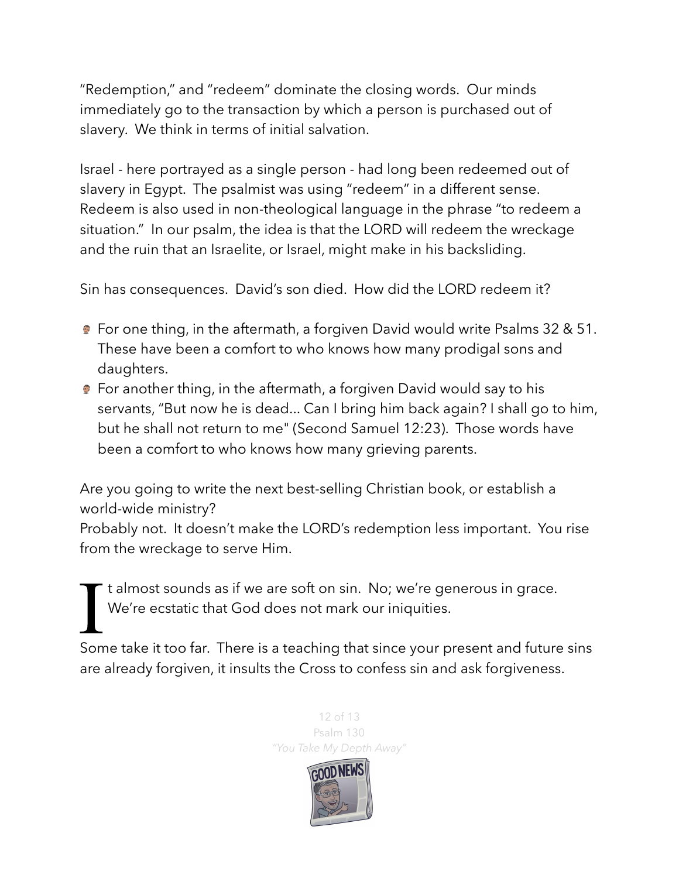"Redemption," and "redeem" dominate the closing words. Our minds immediately go to the transaction by which a person is purchased out of slavery. We think in terms of initial salvation.

Israel - here portrayed as a single person - had long been redeemed out of slavery in Egypt. The psalmist was using "redeem" in a different sense. Redeem is also used in non-theological language in the phrase "to redeem a situation." In our psalm, the idea is that the LORD will redeem the wreckage and the ruin that an Israelite, or Israel, might make in his backsliding.

Sin has consequences. David's son died. How did the LORD redeem it?

- For one thing, in the aftermath, a forgiven David would write Psalms 32 & 51. These have been a comfort to who knows how many prodigal sons and daughters.
- For another thing, in the aftermath, a forgiven David would say to his servants, "But now he is dead... Can I bring him back again? I shall go to him, but he shall not return to me" (Second Samuel 12:23). Those words have been a comfort to who knows how many grieving parents.

Are you going to write the next best-selling Christian book, or establish a world-wide ministry?
Probably not. It doesn't make the LORD's redemption less important. You rise from the wreckage to serve Him.

It almost sounds as if we are soft on sin. No; we're generous in grace. We're ecstatic that God does not mark our iniquities.

Some take it too far. There is a teaching that since your present and future sins are already forgiven, it insults the Cross to confess sin and ask forgiveness.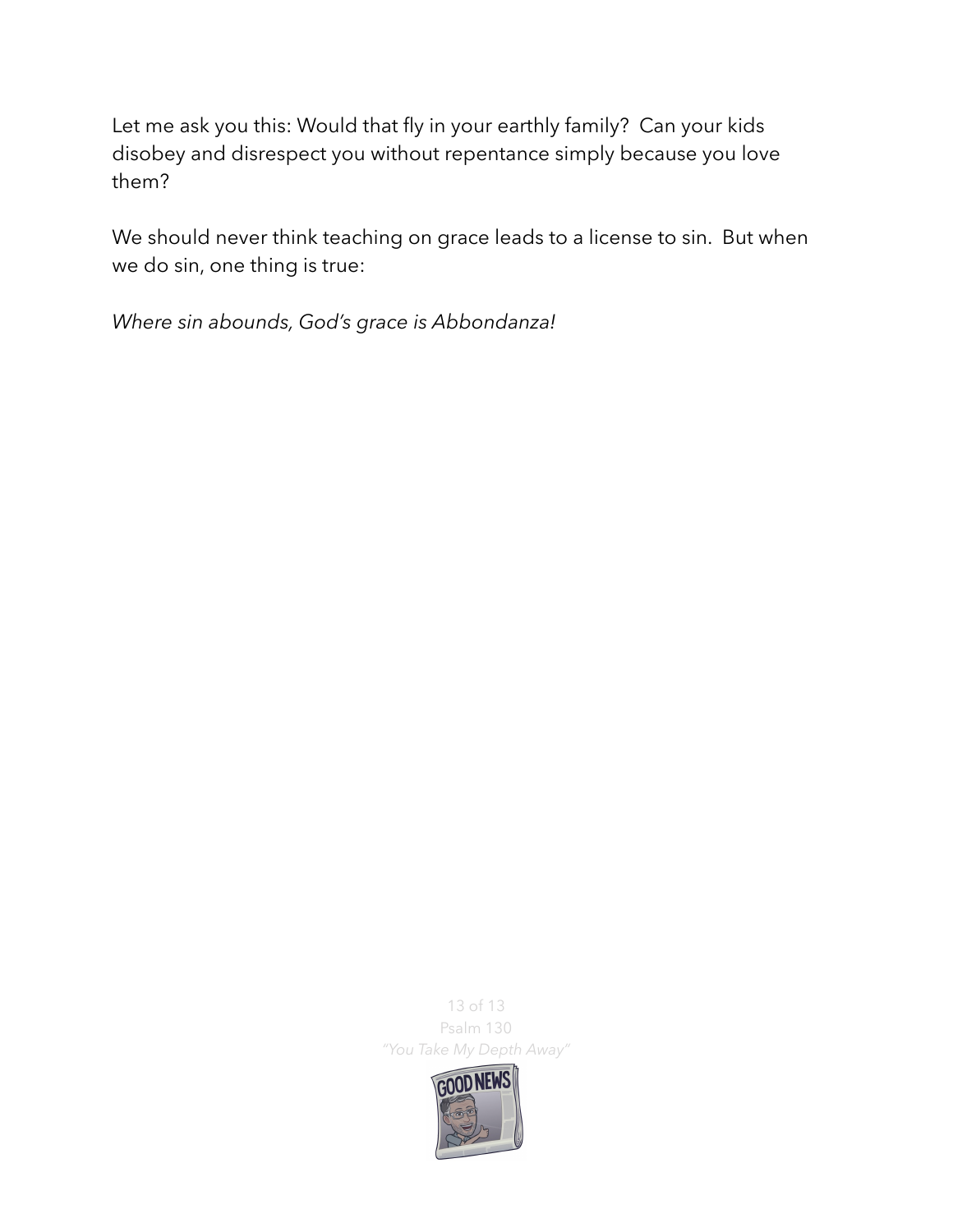Let me ask you this: Would that fly in your earthly family? Can your kids disobey and disrespect you without repentance simply because you love them?

We should never think teaching on grace leads to a license to sin. But when we do sin, one thing is true:

*Where sin abounds, God's grace is Abbondanza!*